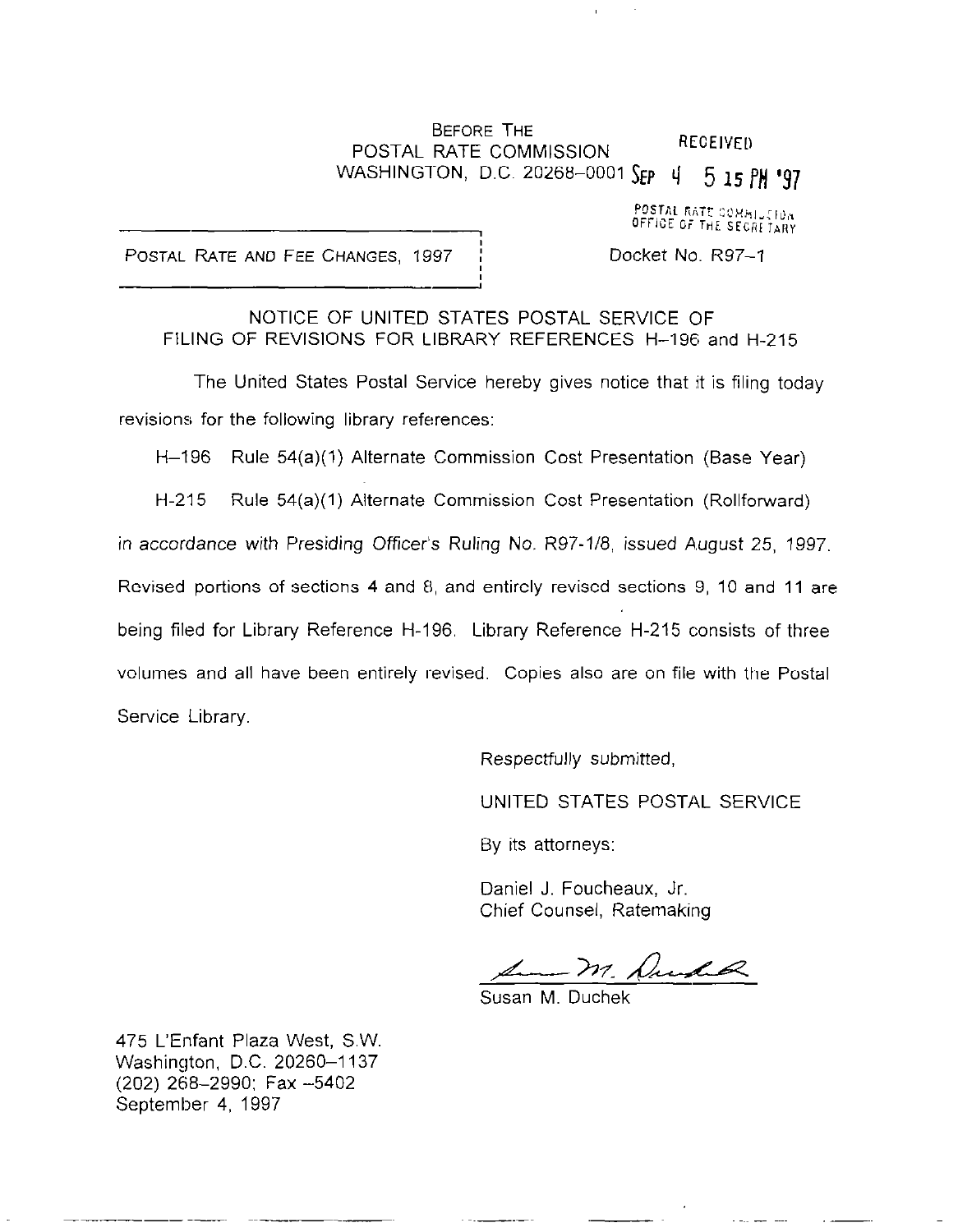BEFORE THE
POSTAL RATE COMMISSION
WASHINGTON, D.C. 20268-0001

RECEIVED
SEP 4 5 15 PM '97
POSTAL RATE COMMISSION
OFFICE OF THE SECRETARY

POSTAL RATE AND FEE CHANGES, 1997

Docket No. R97-1

NOTICE OF UNITED STATES POSTAL SERVICE OF
FILING OF REVISIONS FOR LIBRARY REFERENCES H-196 and H-215

The United States Postal Service hereby gives notice that it is filing today revisions for the following library references:

H-196 Rule 54(a)(1) Alternate Commission Cost Presentation (Base Year)

H-215 Rule 54(a)(1) Alternate Commission Cost Presentation (Rollforward)

in accordance with Presiding Officer's Ruling No. R97-1/8, issued August 25, 1997. Revised portions of sections 4 and 8, and entirely revised sections 9, 10 and 11 are being filed for Library Reference H-196. Library Reference H-215 consists of three volumes and all have been entirely revised. Copies also are on file with the Postal Service Library.

Respectfully submitted,

UNITED STATES POSTAL SERVICE

By its attorneys:

Daniel J. Foucheaux, Jr.
Chief Counsel, Ratemaking

Susan M. Duchek

475 L'Enfant Plaza West, S.W.
Washington, D.C. 20260-1137
(202) 268-2990; Fax -5402
September 4, 1997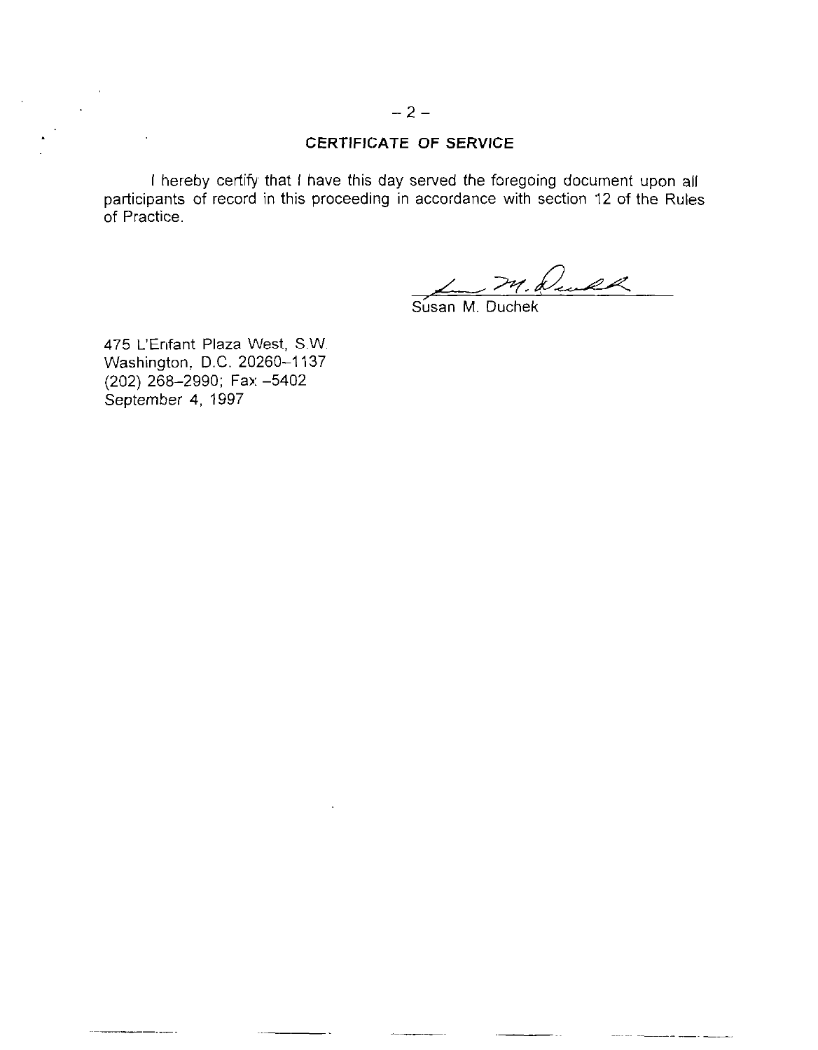## CERTIFICATE OF SERVICE

I hereby certify that I have this day served the foregoing document upon all participants of record in this proceeding in accordance with section 12 of the Rules of Practice.

Susan M. Duchek

475 L'Enfant Plaza West, S.W.
Washington, D.C. 20260–1137
(202) 268–2990; Fax –5402
September 4, 1997